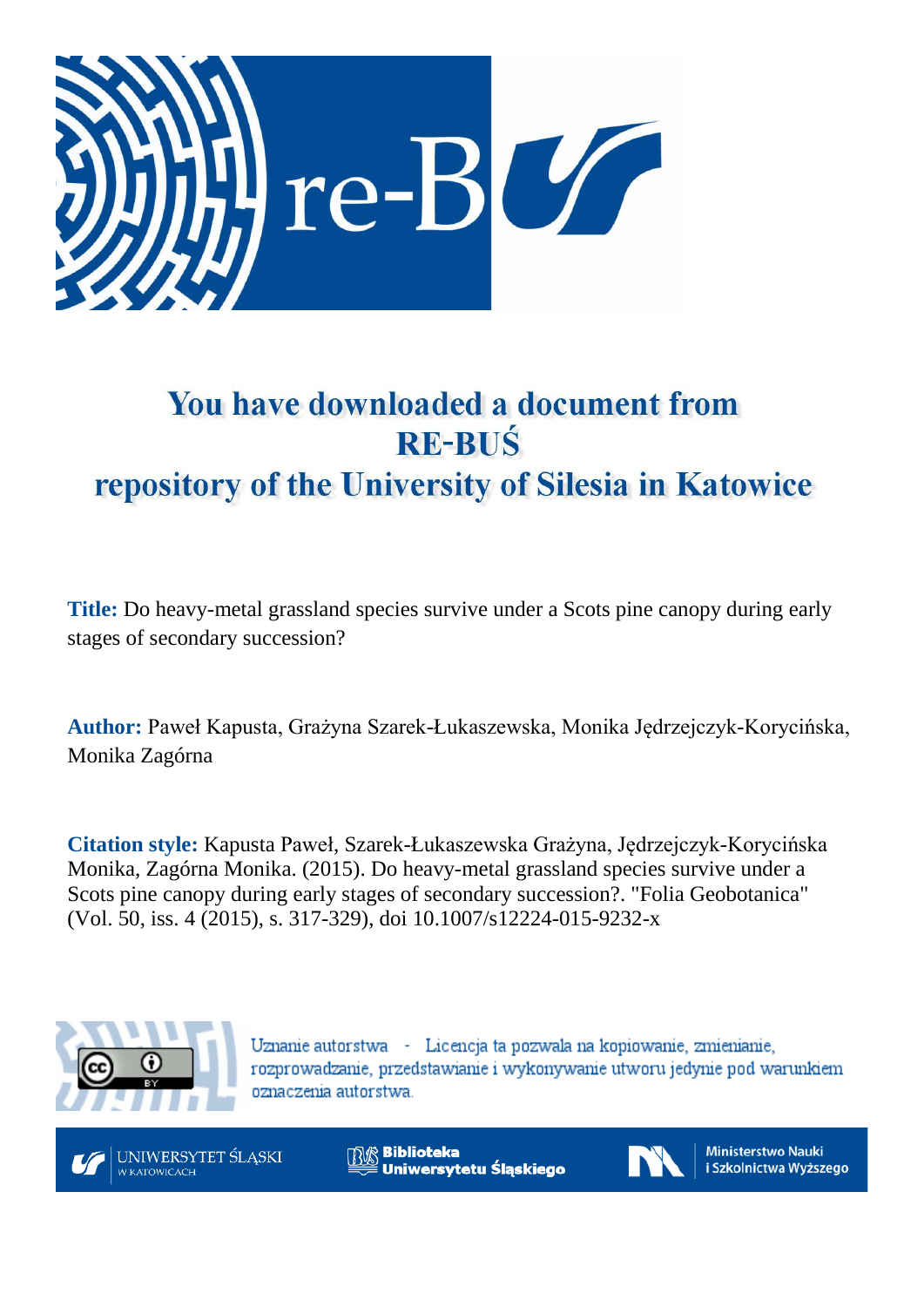# You have downloaded a document from RE-BUŚ repository of the University of Silesia in Katowice

**Title:** Do heavy-metal grassland species survive under a Scots pine canopy during early stages of secondary succession?

**Author:** Paweł Kapusta, Grażyna Szarek-Łukaszewska, Monika Jędrzejczyk-Korycińska, Monika Zagórna

**Citation style:** Kapusta Paweł, Szarek-Łukaszewska Grażyna, Jędrzejczyk-Korycińska Monika, Zagórna Monika. (2015). Do heavy-metal grassland species survive under a Scots pine canopy during early stages of secondary succession?. "Folia Geobotanica" (Vol. 50, iss. 4 (2015), s. 317-329), doi 10.1007/s12224-015-9232-x

Uznanie autorstwa - Licencja ta pozwala na kopiowanie, zmienianie, rozprowadzanie, przedstawianie i wykonywanie utworu jedynie pod warunkiem oznaczenia autorstwa.

UNIWERSYTET ŚLĄSKI W KATOWICACH

Biblioteka Uniwersytetu Śląskiego

Ministerstwo Nauki i Szkolnictwa Wyższego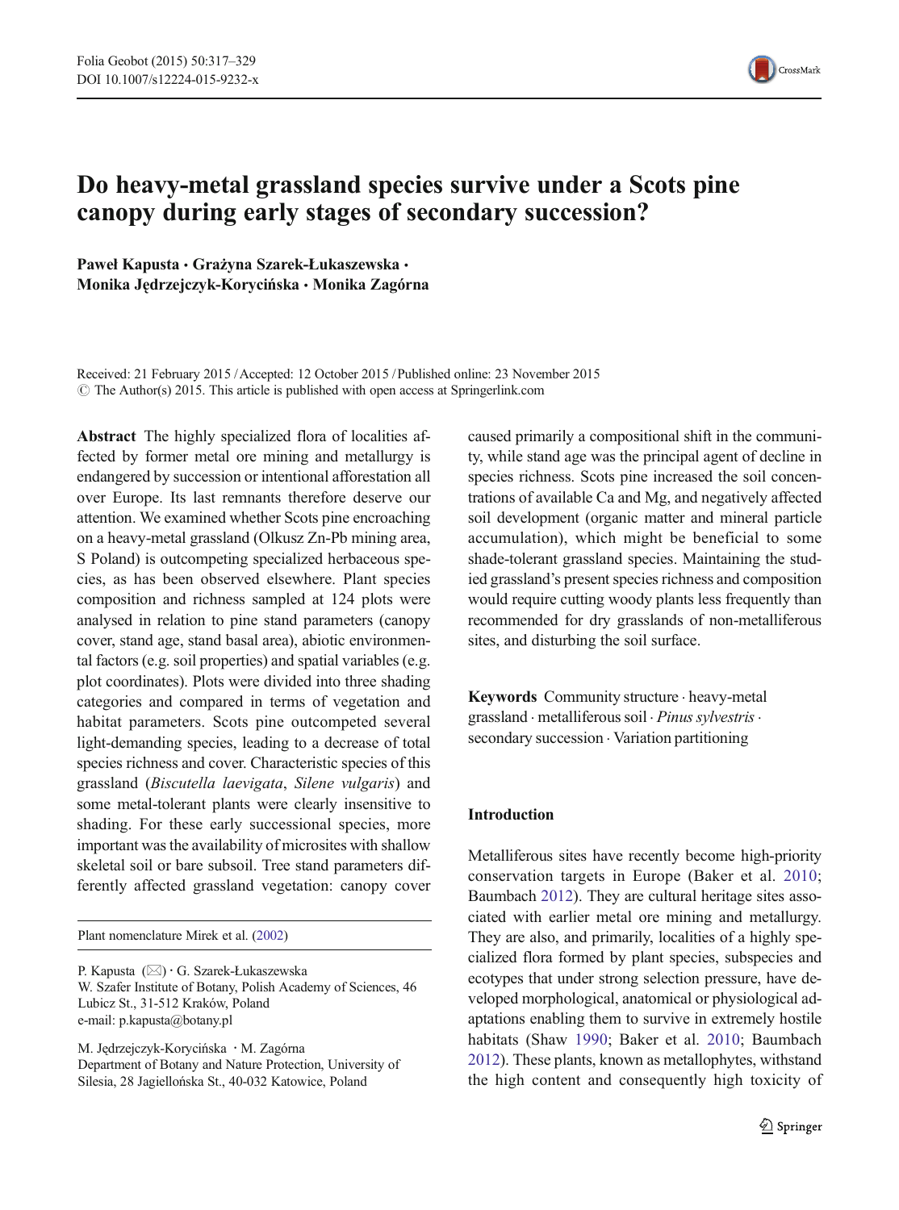# Do heavy-metal grassland species survive under a Scots pine canopy during early stages of secondary succession?

**Paweł Kapusta · Grażyna Szarek-Łukaszewska · Monika Jędrzejczyk-Korycińska · Monika Zagórna**

Received: 21 February 2015 / Accepted: 12 October 2015 / Published online: 23 November 2015
© The Author(s) 2015. This article is published with open access at Springerlink.com

**Abstract** The highly specialized flora of localities affected by former metal ore mining and metallurgy is endangered by succession or intentional afforestation all over Europe. Its last remnants therefore deserve our attention. We examined whether Scots pine encroaching on a heavy-metal grassland (Olkusz Zn-Pb mining area, S Poland) is outcompeting specialized herbaceous species, as has been observed elsewhere. Plant species composition and richness sampled at 124 plots were analysed in relation to pine stand parameters (canopy cover, stand age, stand basal area), abiotic environmental factors (e.g. soil properties) and spatial variables (e.g. plot coordinates). Plots were divided into three shading categories and compared in terms of vegetation and habitat parameters. Scots pine outcompeted several light-demanding species, leading to a decrease of total species richness and cover. Characteristic species of this grassland (*Biscutella laevigata*, *Silene vulgaris*) and some metal-tolerant plants were clearly insensitive to shading. For these early successional species, more important was the availability of microsites with shallow skeletal soil or bare subsoil. Tree stand parameters differently affected grassland vegetation: canopy cover caused primarily a compositional shift in the community, while stand age was the principal agent of decline in species richness. Scots pine increased the soil concentrations of available Ca and Mg, and negatively affected soil development (organic matter and mineral particle accumulation), which might be beneficial to some shade-tolerant grassland species. Maintaining the studied grassland's present species richness and composition would require cutting woody plants less frequently than recommended for dry grasslands of non-metalliferous sites, and disturbing the soil surface.

**Keywords** Community structure · heavy-metal grassland · metalliferous soil · *Pinus sylvestris* · secondary succession · Variation partitioning

Plant nomenclature Mirek et al. (2002)

P. Kapusta (✉) · G. Szarek-Łukaszewska
W. Szafer Institute of Botany, Polish Academy of Sciences, 46 Lubicz St., 31-512 Kraków, Poland
e-mail: p.kapusta@botany.pl

M. Jędrzejczyk-Korycińska · M. Zagórna
Department of Botany and Nature Protection, University of Silesia, 28 Jagiellońska St., 40-032 Katowice, Poland

## Introduction

Metalliferous sites have recently become high-priority conservation targets in Europe (Baker et al. 2010; Baumbach 2012). They are cultural heritage sites associated with earlier metal ore mining and metallurgy. They are also, and primarily, localities of a highly specialized flora formed by plant species, subspecies and ecotypes that under strong selection pressure, have developed morphological, anatomical or physiological adaptations enabling them to survive in extremely hostile habitats (Shaw 1990; Baker et al. 2010; Baumbach 2012). These plants, known as metallophytes, withstand the high content and consequently high toxicity of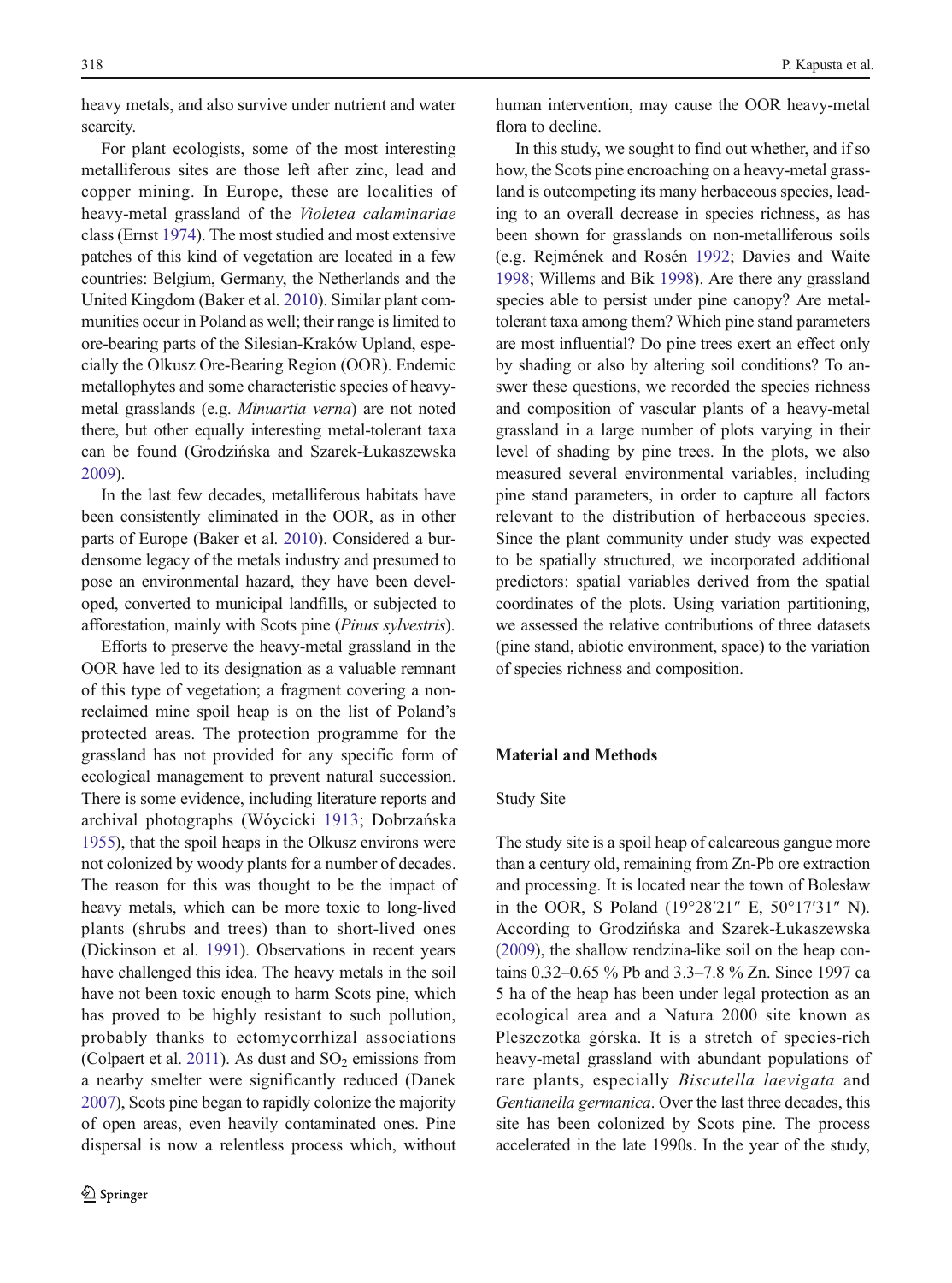heavy metals, and also survive under nutrient and water scarcity.

For plant ecologists, some of the most interesting metalliferous sites are those left after zinc, lead and copper mining. In Europe, these are localities of heavy-metal grassland of the *Violetea calaminariae* class (Ernst 1974). The most studied and most extensive patches of this kind of vegetation are located in a few countries: Belgium, Germany, the Netherlands and the United Kingdom (Baker et al. 2010). Similar plant communities occur in Poland as well; their range is limited to ore-bearing parts of the Silesian-Kraków Upland, especially the Olkusz Ore-Bearing Region (OOR). Endemic metallophytes and some characteristic species of heavy-metal grasslands (e.g. *Minuartia verna*) are not noted there, but other equally interesting metal-tolerant taxa can be found (Grodzińska and Szarek-Łukaszewska 2009).

In the last few decades, metalliferous habitats have been consistently eliminated in the OOR, as in other parts of Europe (Baker et al. 2010). Considered a burdensome legacy of the metals industry and presumed to pose an environmental hazard, they have been developed, converted to municipal landfills, or subjected to afforestation, mainly with Scots pine (*Pinus sylvestris*).

Efforts to preserve the heavy-metal grassland in the OOR have led to its designation as a valuable remnant of this type of vegetation; a fragment covering a non-reclaimed mine spoil heap is on the list of Poland's protected areas. The protection programme for the grassland has not provided for any specific form of ecological management to prevent natural succession. There is some evidence, including literature reports and archival photographs (Wóycicki 1913; Dobrzańska 1955), that the spoil heaps in the Olkusz environs were not colonized by woody plants for a number of decades. The reason for this was thought to be the impact of heavy metals, which can be more toxic to long-lived plants (shrubs and trees) than to short-lived ones (Dickinson et al. 1991). Observations in recent years have challenged this idea. The heavy metals in the soil have not been toxic enough to harm Scots pine, which has proved to be highly resistant to such pollution, probably thanks to ectomycorrhizal associations (Colpaert et al. 2011). As dust and $SO_2$ emissions from a nearby smelter were significantly reduced (Danek 2007), Scots pine began to rapidly colonize the majority of open areas, even heavily contaminated ones. Pine dispersal is now a relentless process which, without human intervention, may cause the OOR heavy-metal flora to decline.

In this study, we sought to find out whether, and if so how, the Scots pine encroaching on a heavy-metal grassland is outcompeting its many herbaceous species, leading to an overall decrease in species richness, as has been shown for grasslands on non-metalliferous soils (e.g. Rejmánek and Rosén 1992; Davies and Waite 1998; Willems and Bik 1998). Are there any grassland species able to persist under pine canopy? Are metal-tolerant taxa among them? Which pine stand parameters are most influential? Do pine trees exert an effect only by shading or also by altering soil conditions? To answer these questions, we recorded the species richness and composition of vascular plants of a heavy-metal grassland in a large number of plots varying in their level of shading by pine trees. In the plots, we also measured several environmental variables, including pine stand parameters, in order to capture all factors relevant to the distribution of herbaceous species. Since the plant community under study was expected to be spatially structured, we incorporated additional predictors: spatial variables derived from the spatial coordinates of the plots. Using variation partitioning, we assessed the relative contributions of three datasets (pine stand, abiotic environment, space) to the variation of species richness and composition.

## Material and Methods

### Study Site

The study site is a spoil heap of calcareous gangue more than a century old, remaining from Zn-Pb ore extraction and processing. It is located near the town of Bolesław in the OOR, S Poland (19°28′21″ E, 50°17′31″ N). According to Grodzińska and Szarek-Łukaszewska (2009), the shallow rendzina-like soil on the heap contains 0.32–0.65 % Pb and 3.3–7.8 % Zn. Since 1997 ca 5 ha of the heap has been under legal protection as an ecological area and a Natura 2000 site known as Pleszczotka górska. It is a stretch of species-rich heavy-metal grassland with abundant populations of rare plants, especially *Biscutella laevigata* and *Gentianella germanica*. Over the last three decades, this site has been colonized by Scots pine. The process accelerated in the late 1990s. In the year of the study,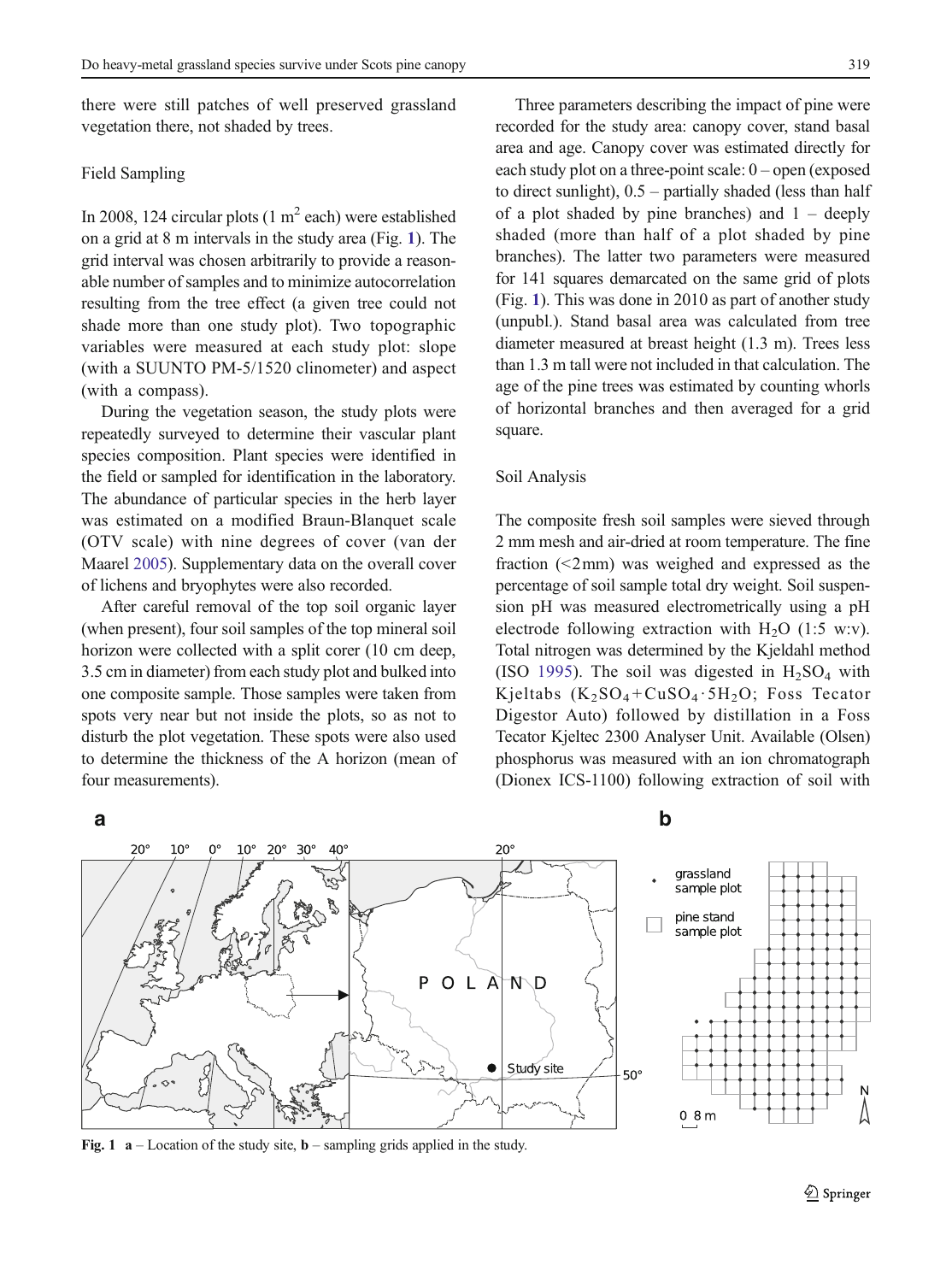there were still patches of well preserved grassland vegetation there, not shaded by trees.

### Field Sampling

In 2008, 124 circular plots (1 $m^2$ each) were established on a grid at 8 m intervals in the study area (Fig. 1). The grid interval was chosen arbitrarily to provide a reasonable number of samples and to minimize autocorrelation resulting from the tree effect (a given tree could not shade more than one study plot). Two topographic variables were measured at each study plot: slope (with a SUUNTO PM-5/1520 clinometer) and aspect (with a compass).

During the vegetation season, the study plots were repeatedly surveyed to determine their vascular plant species composition. Plant species were identified in the field or sampled for identification in the laboratory. The abundance of particular species in the herb layer was estimated on a modified Braun-Blanquet scale (OTV scale) with nine degrees of cover (van der Maarel 2005). Supplementary data on the overall cover of lichens and bryophytes were also recorded.

After careful removal of the top soil organic layer (when present), four soil samples of the top mineral soil horizon were collected with a split corer (10 cm deep, 3.5 cm in diameter) from each study plot and bulked into one composite sample. Those samples were taken from spots very near but not inside the plots, so as not to disturb the plot vegetation. These spots were also used to determine the thickness of the A horizon (mean of four measurements).

Three parameters describing the impact of pine were recorded for the study area: canopy cover, stand basal area and age. Canopy cover was estimated directly for each study plot on a three-point scale: 0 – open (exposed to direct sunlight), 0.5 – partially shaded (less than half of a plot shaded by pine branches) and 1 – deeply shaded (more than half of a plot shaded by pine branches). The latter two parameters were measured for 141 squares demarcated on the same grid of plots (Fig. 1). This was done in 2010 as part of another study (unpubl.). Stand basal area was calculated from tree diameter measured at breast height (1.3 m). Trees less than 1.3 m tall were not included in that calculation. The age of the pine trees was estimated by counting whorls of horizontal branches and then averaged for a grid square.

### Soil Analysis

The composite fresh soil samples were sieved through 2 mm mesh and air-dried at room temperature. The fine fraction (<2mm) was weighed and expressed as the percentage of soil sample total dry weight. Soil suspension pH was measured electrometrically using a pH electrode following extraction with $H_2O$ (1:5 w:v). Total nitrogen was determined by the Kjeldahl method (ISO 1995). The soil was digested in $H_2SO_4$ with Kjeltabs ($K_2SO_4 + CuSO_4 \cdot 5H_2O$; Foss Tecator Digestor Auto) followed by distillation in a Foss Tecator Kjeltec 2300 Analyser Unit. Available (Olsen) phosphorus was measured with an ion chromatograph (Dionex ICS-1100) following extraction of soil with

**Fig. 1** **a** – Location of the study site, **b** – sampling grids applied in the study.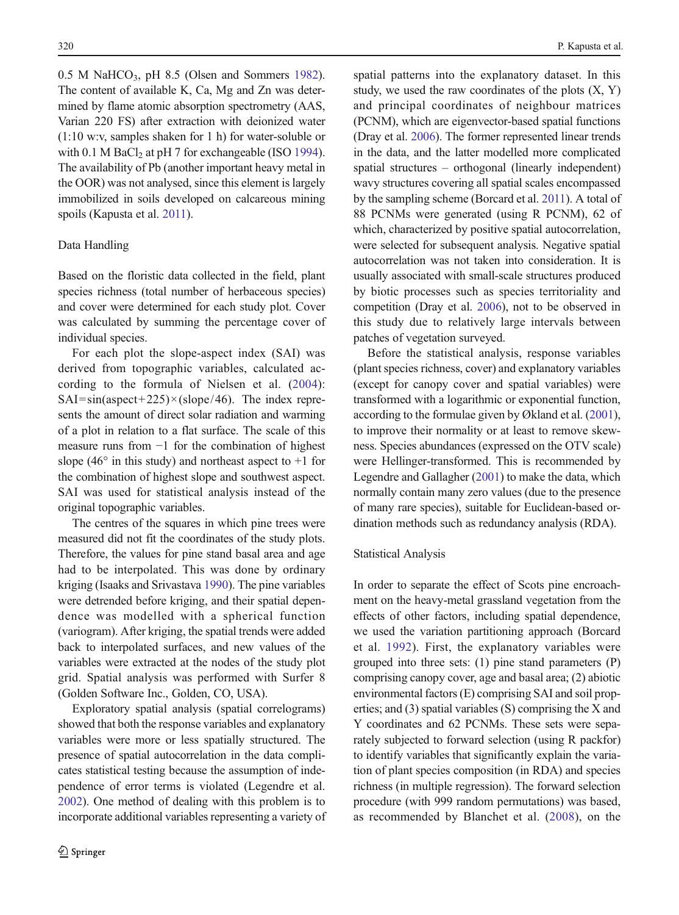0.5 M $NaHCO_3$, pH 8.5 (Olsen and Sommers 1982). The content of available K, Ca, Mg and Zn was determined by flame atomic absorption spectrometry (AAS, Varian 220 FS) after extraction with deionized water (1:10 w:v, samples shaken for 1 h) for water-soluble or with 0.1 M $BaCl_2$ at pH 7 for exchangeable (ISO 1994). The availability of Pb (another important heavy metal in the OOR) was not analysed, since this element is largely immobilized in soils developed on calcareous mining spoils (Kapusta et al. 2011).

### Data Handling

Based on the floristic data collected in the field, plant species richness (total number of herbaceous species) and cover were determined for each study plot. Cover was calculated by summing the percentage cover of individual species.

For each plot the slope-aspect index (SAI) was derived from topographic variables, calculated according to the formula of Nielsen et al. (2004): $SAI = \sin(aspect + 225) \times (slope/46)$. The index represents the amount of direct solar radiation and warming of a plot in relation to a flat surface. The scale of this measure runs from −1 for the combination of highest slope (46° in this study) and northeast aspect to +1 for the combination of highest slope and southwest aspect. SAI was used for statistical analysis instead of the original topographic variables.

The centres of the squares in which pine trees were measured did not fit the coordinates of the study plots. Therefore, the values for pine stand basal area and age had to be interpolated. This was done by ordinary kriging (Isaaks and Srivastava 1990). The pine variables were detrended before kriging, and their spatial dependence was modelled with a spherical function (variogram). After kriging, the spatial trends were added back to interpolated surfaces, and new values of the variables were extracted at the nodes of the study plot grid. Spatial analysis was performed with Surfer 8 (Golden Software Inc., Golden, CO, USA).

Exploratory spatial analysis (spatial correlograms) showed that both the response variables and explanatory variables were more or less spatially structured. The presence of spatial autocorrelation in the data complicates statistical testing because the assumption of independence of error terms is violated (Legendre et al. 2002). One method of dealing with this problem is to incorporate additional variables representing a variety of spatial patterns into the explanatory dataset. In this study, we used the raw coordinates of the plots (X, Y) and principal coordinates of neighbour matrices (PCNM), which are eigenvector-based spatial functions (Dray et al. 2006). The former represented linear trends in the data, and the latter modelled more complicated spatial structures – orthogonal (linearly independent) wavy structures covering all spatial scales encompassed by the sampling scheme (Borcard et al. 2011). A total of 88 PCNMs were generated (using R PCNM), 62 of which, characterized by positive spatial autocorrelation, were selected for subsequent analysis. Negative spatial autocorrelation was not taken into consideration. It is usually associated with small-scale structures produced by biotic processes such as species territoriality and competition (Dray et al. 2006), not to be observed in this study due to relatively large intervals between patches of vegetation surveyed.

Before the statistical analysis, response variables (plant species richness, cover) and explanatory variables (except for canopy cover and spatial variables) were transformed with a logarithmic or exponential function, according to the formulae given by Økland et al. (2001), to improve their normality or at least to remove skewness. Species abundances (expressed on the OTV scale) were Hellinger-transformed. This is recommended by Legendre and Gallagher (2001) to make the data, which normally contain many zero values (due to the presence of many rare species), suitable for Euclidean-based ordination methods such as redundancy analysis (RDA).

### Statistical Analysis

In order to separate the effect of Scots pine encroachment on the heavy-metal grassland vegetation from the effects of other factors, including spatial dependence, we used the variation partitioning approach (Borcard et al. 1992). First, the explanatory variables were grouped into three sets: (1) pine stand parameters (P) comprising canopy cover, age and basal area; (2) abiotic environmental factors (E) comprising SAI and soil properties; and (3) spatial variables (S) comprising the X and Y coordinates and 62 PCNMs. These sets were separately subjected to forward selection (using R packfor) to identify variables that significantly explain the variation of plant species composition (in RDA) and species richness (in multiple regression). The forward selection procedure (with 999 random permutations) was based, as recommended by Blanchet et al. (2008), on the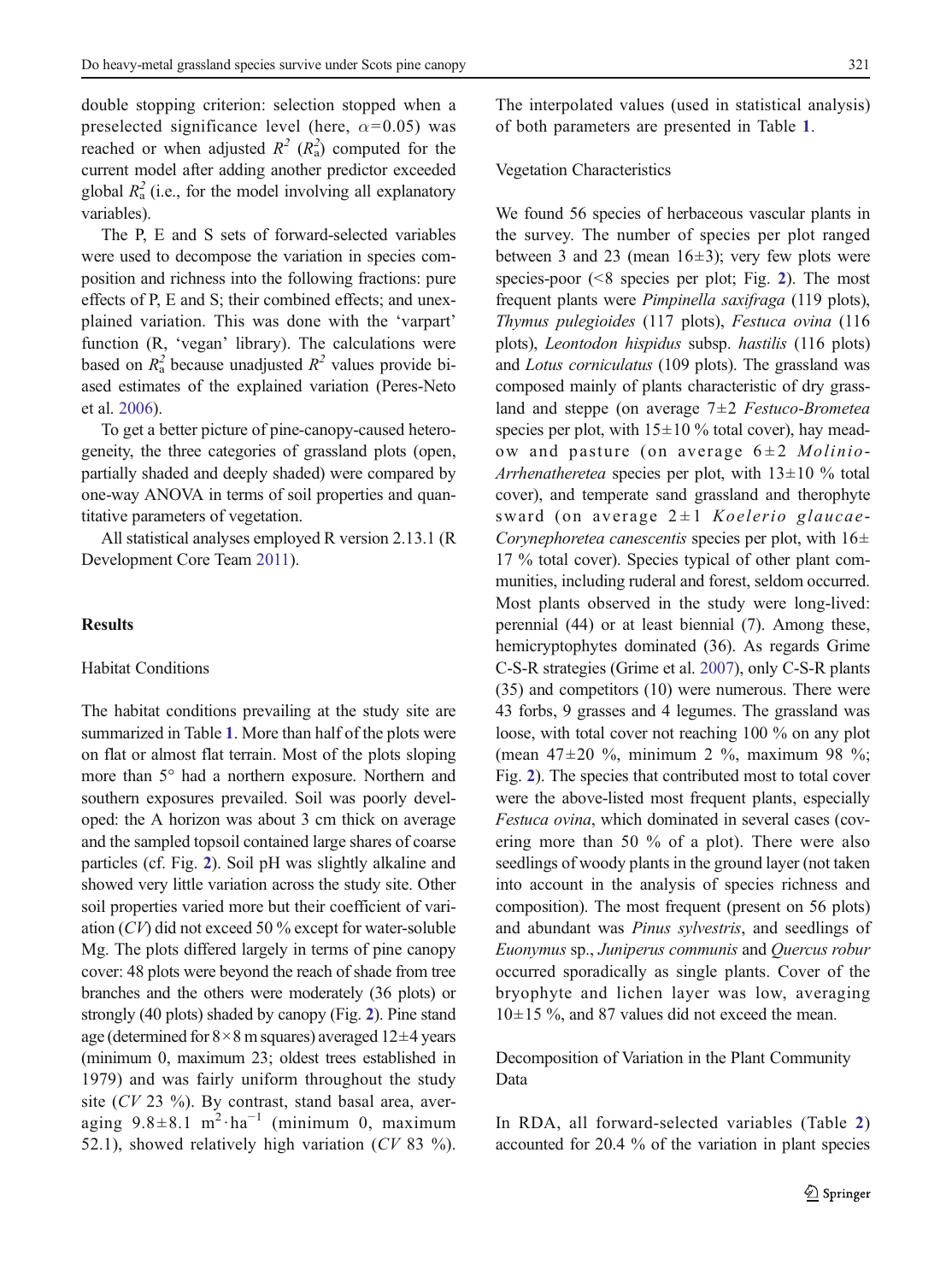double stopping criterion: selection stopped when a preselected significance level (here, $\alpha=0.05$) was reached or when adjusted $R^2$ ($R^2_a$) computed for the current model after adding another predictor exceeded global $R^2_a$ (i.e., for the model involving all explanatory variables).

The P, E and S sets of forward-selected variables were used to decompose the variation in species composition and richness into the following fractions: pure effects of P, E and S; their combined effects; and unexplained variation. This was done with the 'varpart' function (R, 'vegan' library). The calculations were based on $R^2_a$ because unadjusted $R^2$ values provide biased estimates of the explained variation (Peres-Neto et al. 2006).

To get a better picture of pine-canopy-caused heterogeneity, the three categories of grassland plots (open, partially shaded and deeply shaded) were compared by one-way ANOVA in terms of soil properties and quantitative parameters of vegetation.

All statistical analyses employed R version 2.13.1 (R Development Core Team 2011).

## Results

### Habitat Conditions

The habitat conditions prevailing at the study site are summarized in Table 1. More than half of the plots were on flat or almost flat terrain. Most of the plots sloping more than 5° had a northern exposure. Northern and southern exposures prevailed. Soil was poorly developed: the A horizon was about 3 cm thick on average and the sampled topsoil contained large shares of coarse particles (cf. Fig. 2). Soil pH was slightly alkaline and showed very little variation across the study site. Other soil properties varied more but their coefficient of variation (*CV*) did not exceed 50 % except for water-soluble Mg. The plots differed largely in terms of pine canopy cover: 48 plots were beyond the reach of shade from tree branches and the others were moderately (36 plots) or strongly (40 plots) shaded by canopy (Fig. 2). Pine stand age (determined for 8×8 m squares) averaged 12±4 years (minimum 0, maximum 23; oldest trees established in 1979) and was fairly uniform throughout the study site (*CV* 23 %). By contrast, stand basal area, averaging 9.8±8.1 $m^2 \cdot ha^{-1}$ (minimum 0, maximum 52.1), showed relatively high variation (*CV* 83 %). The interpolated values (used in statistical analysis) of both parameters are presented in Table 1.

### Vegetation Characteristics

We found 56 species of herbaceous vascular plants in the survey. The number of species per plot ranged between 3 and 23 (mean 16±3); very few plots were species-poor (<8 species per plot; Fig. 2). The most frequent plants were *Pimpinella saxifraga* (119 plots), *Thymus pulegioides* (117 plots), *Festuca ovina* (116 plots), *Leontodon hispidus* subsp. *hastilis* (116 plots) and *Lotus corniculatus* (109 plots). The grassland was composed mainly of plants characteristic of dry grassland and steppe (on average 7±2 *Festuco-Brometea* species per plot, with 15±10 % total cover), hay meadow and pasture (on average 6±2 *Molinio-Arrhenatheretea* species per plot, with 13±10 % total cover), and temperate sand grassland and therophyte sward (on average 2±1 *Koelerio glaucae-Corynephoretea canescentis* species per plot, with 16±17 % total cover). Species typical of other plant communities, including ruderal and forest, seldom occurred. Most plants observed in the study were long-lived: perennial (44) or at least biennial (7). Among these, hemicryptophytes dominated (36). As regards Grime C-S-R strategies (Grime et al. 2007), only C-S-R plants (35) and competitors (10) were numerous. There were 43 forbs, 9 grasses and 4 legumes. The grassland was loose, with total cover not reaching 100 % on any plot (mean 47±20 %, minimum 2 %, maximum 98 %; Fig. 2). The species that contributed most to total cover were the above-listed most frequent plants, especially *Festuca ovina*, which dominated in several cases (covering more than 50 % of a plot). There were also seedlings of woody plants in the ground layer (not taken into account in the analysis of species richness and composition). The most frequent (present on 56 plots) and abundant was *Pinus sylvestris*, and seedlings of *Euonymus* sp., *Juniperus communis* and *Quercus robur* occurred sporadically as single plants. Cover of the bryophyte and lichen layer was low, averaging 10±15 %, and 87 values did not exceed the mean.

### Decomposition of Variation in the Plant Community Data

In RDA, all forward-selected variables (Table 2) accounted for 20.4 % of the variation in plant species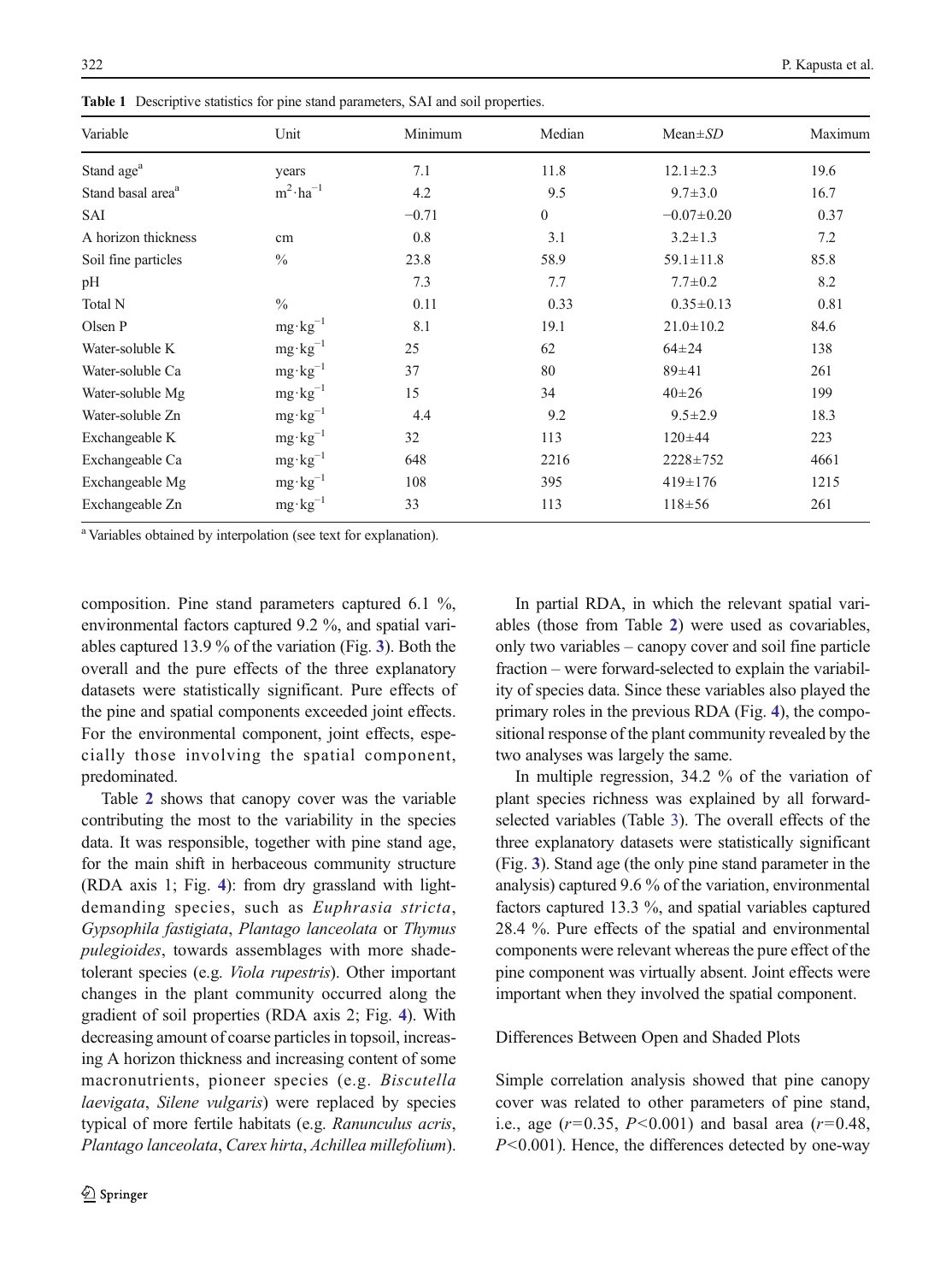**Table 1** Descriptive statistics for pine stand parameters, SAI and soil properties.

| Variable | Unit | Minimum | Median | Mean±*SD* | Maximum |
|---|---|---|---|---|---|
| Stand age[a] | years | 7.1 | 11.8 | 12.1±2.3 | 19.6 |
| Stand basal area[a] | $m^2 \cdot ha^{-1}$ | 4.2 | 9.5 | 9.7±3.0 | 16.7 |
| SAI | | −0.71 | 0 | −0.07±0.20 | 0.37 |
| A horizon thickness | cm | 0.8 | 3.1 | 3.2±1.3 | 7.2 |
| Soil fine particles | % | 23.8 | 58.9 | 59.1±11.8 | 85.8 |
| pH | | 7.3 | 7.7 | 7.7±0.2 | 8.2 |
| Total N | % | 0.11 | 0.33 | 0.35±0.13 | 0.81 |
| Olsen P | $mg \cdot kg^{-1}$ | 8.1 | 19.1 | 21.0±10.2 | 84.6 |
| Water-soluble K | $mg \cdot kg^{-1}$ | 25 | 62 | 64±24 | 138 |
| Water-soluble Ca | $mg \cdot kg^{-1}$ | 37 | 80 | 89±41 | 261 |
| Water-soluble Mg | $mg \cdot kg^{-1}$ | 15 | 34 | 40±26 | 199 |
| Water-soluble Zn | $mg \cdot kg^{-1}$ | 4.4 | 9.2 | 9.5±2.9 | 18.3 |
| Exchangeable K | $mg \cdot kg^{-1}$ | 32 | 113 | 120±44 | 223 |
| Exchangeable Ca | $mg \cdot kg^{-1}$ | 648 | 2216 | 2228±752 | 4661 |
| Exchangeable Mg | $mg \cdot kg^{-1}$ | 108 | 395 | 419±176 | 1215 |
| Exchangeable Zn | $mg \cdot kg^{-1}$ | 33 | 113 | 118±56 | 261 |

[a] Variables obtained by interpolation (see text for explanation).

composition. Pine stand parameters captured 6.1 %, environmental factors captured 9.2 %, and spatial variables captured 13.9 % of the variation (Fig. 3). Both the overall and the pure effects of the three explanatory datasets were statistically significant. Pure effects of the pine and spatial components exceeded joint effects. For the environmental component, joint effects, especially those involving the spatial component, predominated.

Table 2 shows that canopy cover was the variable contributing the most to the variability in the species data. It was responsible, together with pine stand age, for the main shift in herbaceous community structure (RDA axis 1; Fig. 4): from dry grassland with light-demanding species, such as *Euphrasia stricta*, *Gypsophila fastigiata*, *Plantago lanceolata* or *Thymus pulegioides*, towards assemblages with more shade-tolerant species (e.g. *Viola rupestris*). Other important changes in the plant community occurred along the gradient of soil properties (RDA axis 2; Fig. 4). With decreasing amount of coarse particles in topsoil, increasing A horizon thickness and increasing content of some macronutrients, pioneer species (e.g. *Biscutella laevigata*, *Silene vulgaris*) were replaced by species typical of more fertile habitats (e.g. *Ranunculus acris*, *Plantago lanceolata*, *Carex hirta*, *Achillea millefolium*).

In partial RDA, in which the relevant spatial variables (those from Table 2) were used as covariables, only two variables – canopy cover and soil fine particle fraction – were forward-selected to explain the variability of species data. Since these variables also played the primary roles in the previous RDA (Fig. 4), the compositional response of the plant community revealed by the two analyses was largely the same.

In multiple regression, 34.2 % of the variation of plant species richness was explained by all forward-selected variables (Table 3). The overall effects of the three explanatory datasets were statistically significant (Fig. 3). Stand age (the only pine stand parameter in the analysis) captured 9.6 % of the variation, environmental factors captured 13.3 %, and spatial variables captured 28.4 %. Pure effects of the spatial and environmental components were relevant whereas the pure effect of the pine component was virtually absent. Joint effects were important when they involved the spatial component.

### Differences Between Open and Shaded Plots

Simple correlation analysis showed that pine canopy cover was related to other parameters of pine stand, i.e., age ($r$=0.35, $P$<0.001) and basal area ($r$=0.48, $P$<0.001). Hence, the differences detected by one-way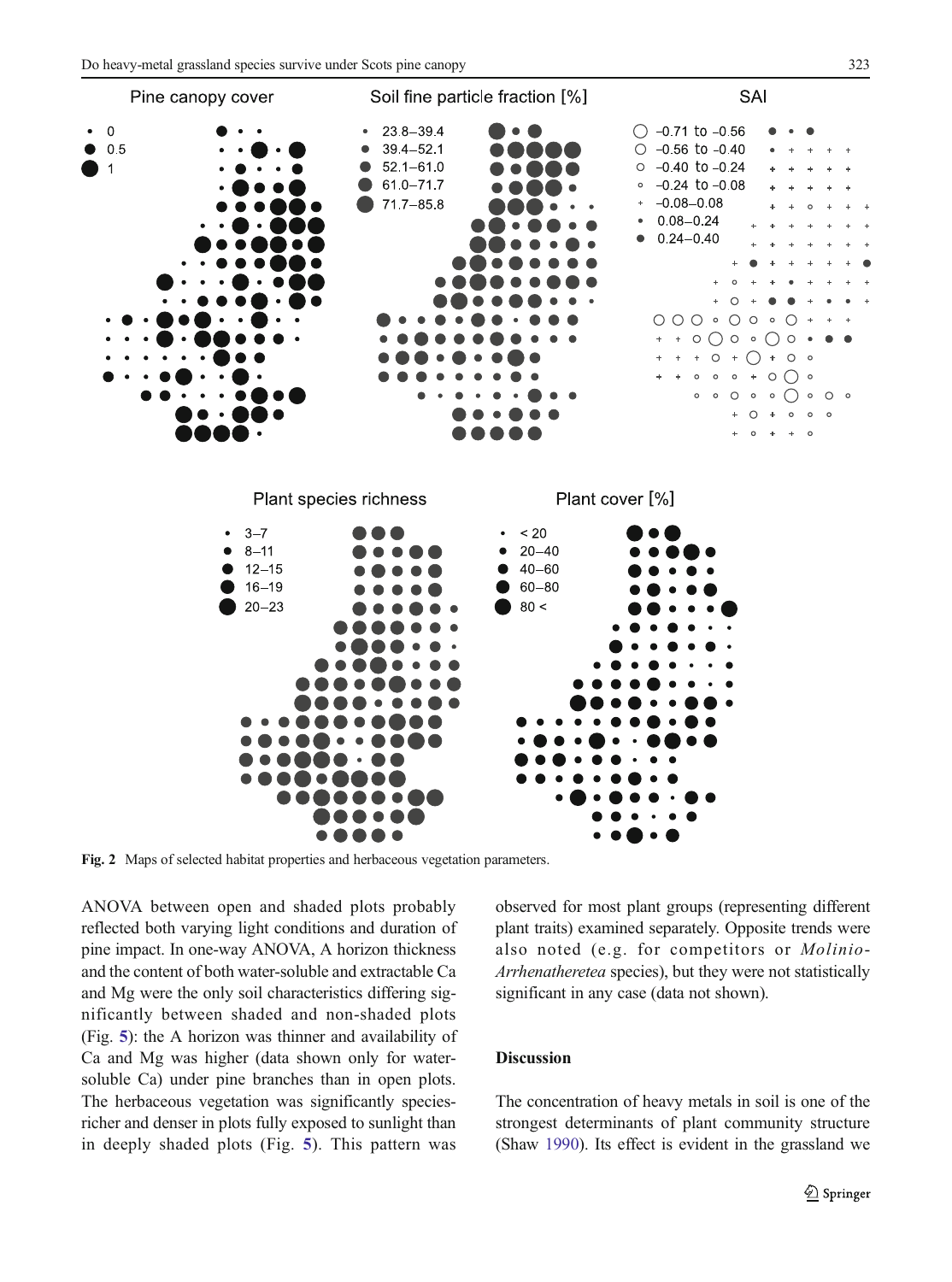Fig. 2 Maps of selected habitat properties and herbaceous vegetation parameters.

ANOVA between open and shaded plots probably reflected both varying light conditions and duration of pine impact. In one-way ANOVA, A horizon thickness and the content of both water-soluble and extractable Ca and Mg were the only soil characteristics differing significantly between shaded and non-shaded plots (Fig. 5): the A horizon was thinner and availability of Ca and Mg was higher (data shown only for water-soluble Ca) under pine branches than in open plots. The herbaceous vegetation was significantly species-richer and denser in plots fully exposed to sunlight than in deeply shaded plots (Fig. 5). This pattern was observed for most plant groups (representing different plant traits) examined separately. Opposite trends were also noted (e.g. for competitors or *Molinio-Arrhenatheretea* species), but they were not statistically significant in any case (data not shown).

## Discussion

The concentration of heavy metals in soil is one of the strongest determinants of plant community structure (Shaw 1990). Its effect is evident in the grassland we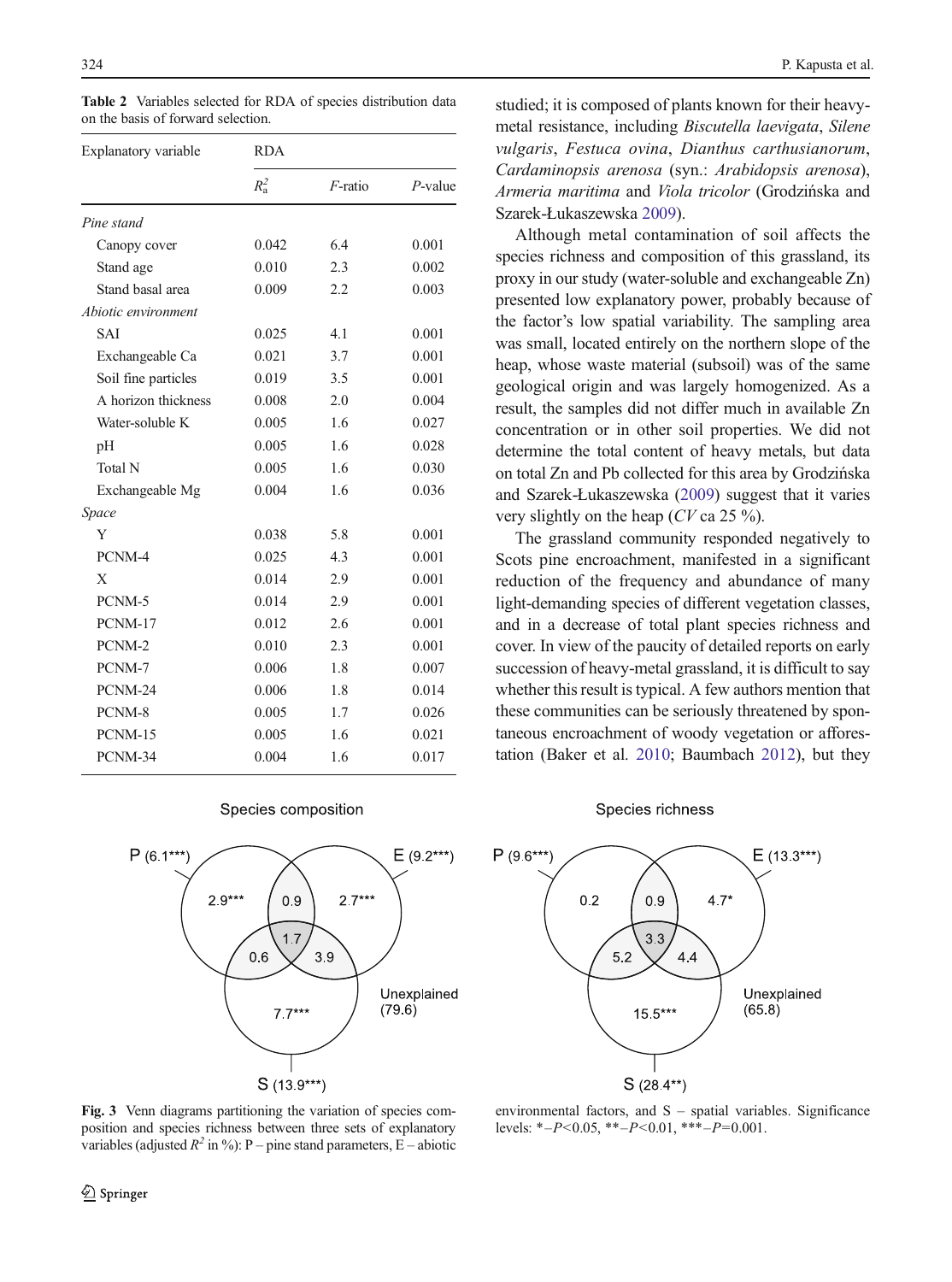**Table 2** Variables selected for RDA of species distribution data on the basis of forward selection.

| Explanatory variable | RDA | | |
|---|---|---|---|
| | $R_a^2$ | *F*-ratio | *P*-value |
| *Pine stand* | | | |
| Canopy cover | 0.042 | 6.4 | 0.001 |
| Stand age | 0.010 | 2.3 | 0.002 |
| Stand basal area | 0.009 | 2.2 | 0.003 |
| *Abiotic environment* | | | |
| SAI | 0.025 | 4.1 | 0.001 |
| Exchangeable Ca | 0.021 | 3.7 | 0.001 |
| Soil fine particles | 0.019 | 3.5 | 0.001 |
| A horizon thickness | 0.008 | 2.0 | 0.004 |
| Water-soluble K | 0.005 | 1.6 | 0.027 |
| pH | 0.005 | 1.6 | 0.028 |
| Total N | 0.005 | 1.6 | 0.030 |
| Exchangeable Mg | 0.004 | 1.6 | 0.036 |
| *Space* | | | |
| Y | 0.038 | 5.8 | 0.001 |
| PCNM-4 | 0.025 | 4.3 | 0.001 |
| X | 0.014 | 2.9 | 0.001 |
| PCNM-5 | 0.014 | 2.9 | 0.001 |
| PCNM-17 | 0.012 | 2.6 | 0.001 |
| PCNM-2 | 0.010 | 2.3 | 0.001 |
| PCNM-7 | 0.006 | 1.8 | 0.007 |
| PCNM-24 | 0.006 | 1.8 | 0.014 |
| PCNM-8 | 0.005 | 1.7 | 0.026 |
| PCNM-15 | 0.005 | 1.6 | 0.021 |
| PCNM-34 | 0.004 | 1.6 | 0.017 |

studied; it is composed of plants known for their heavy-metal resistance, including *Biscutella laevigata*, *Silene vulgaris*, *Festuca ovina*, *Dianthus carthusianorum*, *Cardaminopsis arenosa* (syn.: *Arabidopsis arenosa*), *Armeria maritima* and *Viola tricolor* (Grodzińska and Szarek-Łukaszewska 2009).

Although metal contamination of soil affects the species richness and composition of this grassland, its proxy in our study (water-soluble and exchangeable Zn) presented low explanatory power, probably because of the factor's low spatial variability. The sampling area was small, located entirely on the northern slope of the heap, whose waste material (subsoil) was of the same geological origin and was largely homogenized. As a result, the samples did not differ much in available Zn concentration or in other soil properties. We did not determine the total content of heavy metals, but data on total Zn and Pb collected for this area by Grodzińska and Szarek-Łukaszewska (2009) suggest that it varies very slightly on the heap (*CV* ca 25 %).

The grassland community responded negatively to Scots pine encroachment, manifested in a significant reduction of the frequency and abundance of many light-demanding species of different vegetation classes, and in a decrease of total plant species richness and cover. In view of the paucity of detailed reports on early succession of heavy-metal grassland, it is difficult to say whether this result is typical. A few authors mention that these communities can be seriously threatened by spontaneous encroachment of woody vegetation or afforestation (Baker et al. 2010; Baumbach 2012), but they

**Fig. 3** Venn diagrams partitioning the variation of species composition and species richness between three sets of explanatory variables (adjusted $R^2$ in %): P – pine stand parameters, E – abiotic environmental factors, and S – spatial variables. Significance levels: *–$P$<0.05, **–$P$<0.01, ***–$P$=0.001.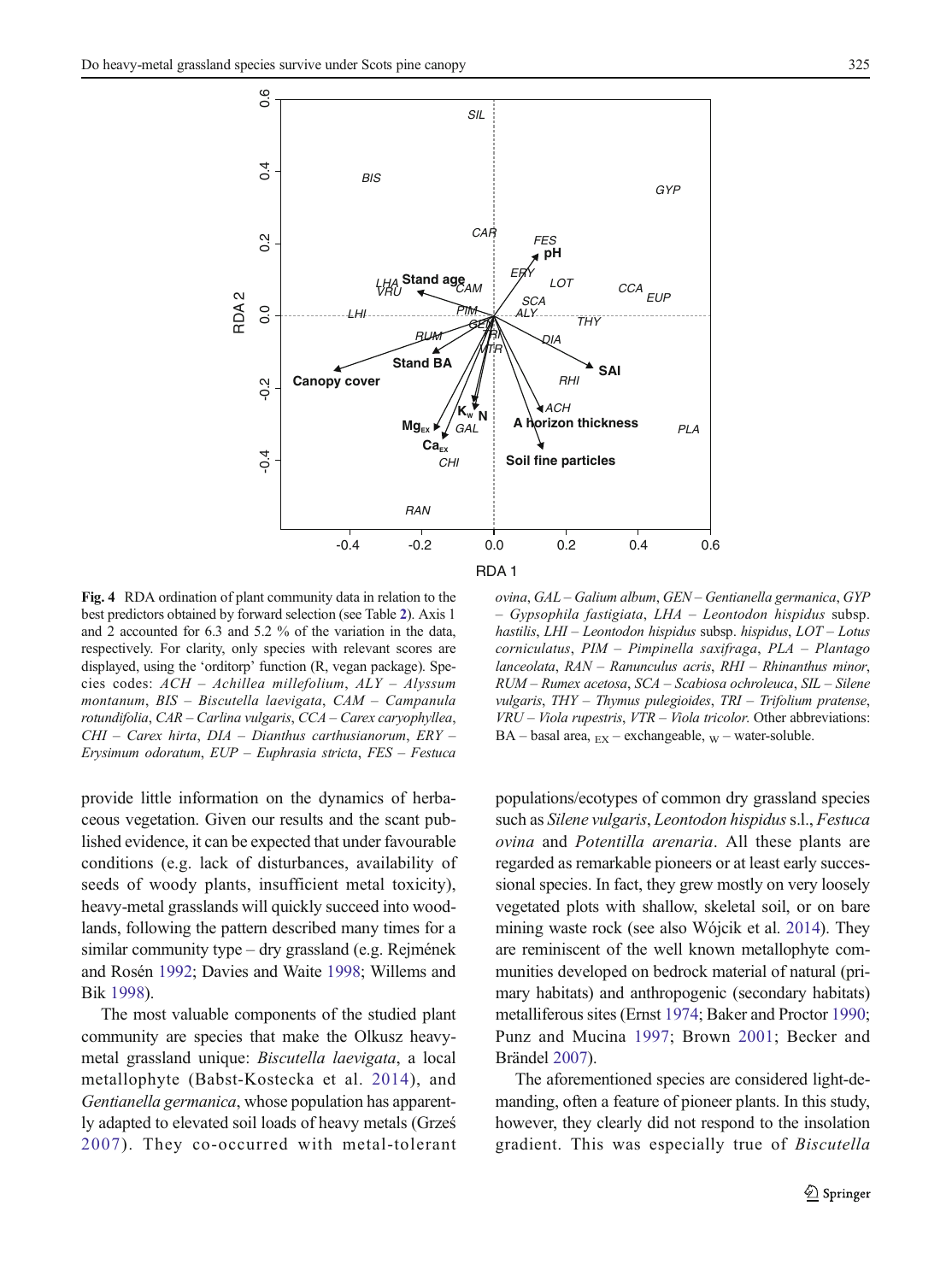Fig. 4 RDA ordination of plant community data in relation to the best predictors obtained by forward selection (see Table 2). Axis 1 and 2 accounted for 6.3 and 5.2 % of the variation in the data, respectively. For clarity, only species with relevant scores are displayed, using the 'orditorp' function (R, vegan package). Species codes: *ACH* – *Achillea millefolium*, *ALY* – *Alyssum montanum*, *BIS* – *Biscutella laevigata*, *CAM* – *Campanula rotundifolia*, *CAR* – *Carlina vulgaris*, *CCA* – *Carex caryophyllea*, *CHI* – *Carex hirta*, *DIA* – *Dianthus carthusianorum*, *ERY* – *Erysimum odoratum*, *EUP* – *Euphrasia stricta*, *FES* – *Festuca ovina*, *GAL* – *Galium album*, *GEN* – *Gentianella germanica*, *GYP* – *Gypsophila fastigiata*, *LHA* – *Leontodon hispidus* subsp. *hastilis*, *LHI* – *Leontodon hispidus* subsp. *hispidus*, *LOT* – *Lotus corniculatus*, *PIM* – *Pimpinella saxifraga*, *PLA* – *Plantago lanceolata*, *RAN* – *Ranunculus acris*, *RHI* – *Rhinanthus minor*, *RUM* – *Rumex acetosa*, *SCA* – *Scabiosa ochroleuca*, *SIL* – *Silene vulgaris*, *THY* – *Thymus pulegioides*, *TRI* – *Trifolium pratense*, *VRU* – *Viola rupestris*, *VTR* – *Viola tricolor*. Other abbreviations: BA – basal area, $_{EX}$ – exchangeable, $_{W}$ – water-soluble.

provide little information on the dynamics of herbaceous vegetation. Given our results and the scant published evidence, it can be expected that under favourable conditions (e.g. lack of disturbances, availability of seeds of woody plants, insufficient metal toxicity), heavy-metal grasslands will quickly succeed into woodlands, following the pattern described many times for a similar community type – dry grassland (e.g. Rejmánek and Rosén 1992; Davies and Waite 1998; Willems and Bik 1998).

The most valuable components of the studied plant community are species that make the Olkusz heavy-metal grassland unique: *Biscutella laevigata*, a local metallophyte (Babst-Kostecka et al. 2014), and *Gentianella germanica*, whose population has apparently adapted to elevated soil loads of heavy metals (Grześ 2007). They co-occurred with metal-tolerant populations/ecotypes of common dry grassland species such as *Silene vulgaris*, *Leontodon hispidus* s.l., *Festuca ovina* and *Potentilla arenaria*. All these plants are regarded as remarkable pioneers or at least early successional species. In fact, they grew mostly on very loosely vegetated plots with shallow, skeletal soil, or on bare mining waste rock (see also Wójcik et al. 2014). They are reminiscent of the well known metallophyte communities developed on bedrock material of natural (primary habitats) and anthropogenic (secondary habitats) metalliferous sites (Ernst 1974; Baker and Proctor 1990; Punz and Mucina 1997; Brown 2001; Becker and Brändel 2007).

The aforementioned species are considered light-demanding, often a feature of pioneer plants. In this study, however, they clearly did not respond to the insolation gradient. This was especially true of *Biscutella*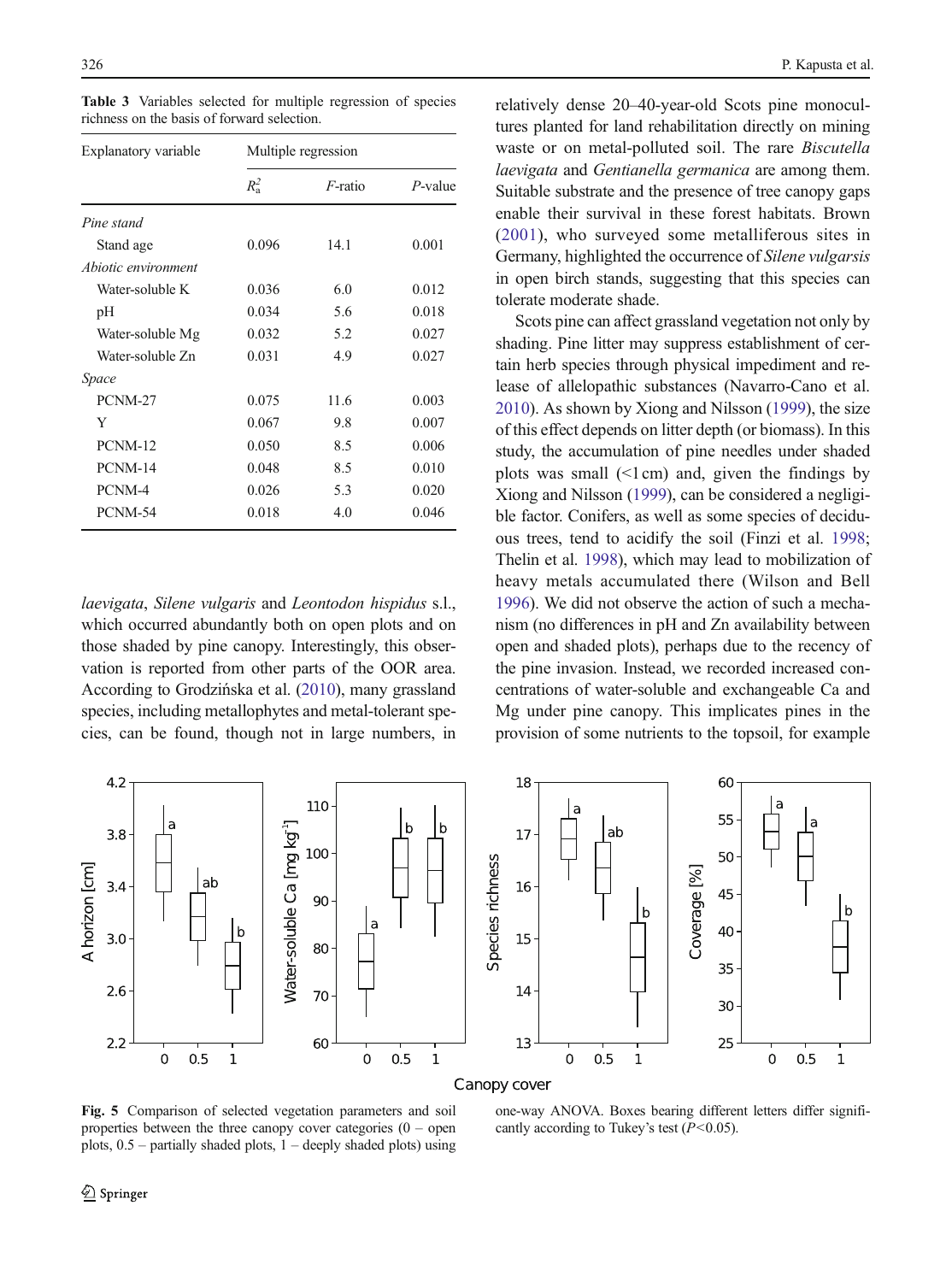Table 3 Variables selected for multiple regression of species richness on the basis of forward selection.

| Explanatory variable | Multiple regression | | |
|---|---|---|---|
| | $R^2_a$ | *F*-ratio | *P*-value |
| *Pine stand* | | | |
| Stand age | 0.096 | 14.1 | 0.001 |
| *Abiotic environment* | | | |
| Water-soluble K | 0.036 | 6.0 | 0.012 |
| pH | 0.034 | 5.6 | 0.018 |
| Water-soluble Mg | 0.032 | 5.2 | 0.027 |
| Water-soluble Zn | 0.031 | 4.9 | 0.027 |
| *Space* | | | |
| PCNM-27 | 0.075 | 11.6 | 0.003 |
| Y | 0.067 | 9.8 | 0.007 |
| PCNM-12 | 0.050 | 8.5 | 0.006 |
| PCNM-14 | 0.048 | 8.5 | 0.010 |
| PCNM-4 | 0.026 | 5.3 | 0.020 |
| PCNM-54 | 0.018 | 4.0 | 0.046 |

*laevigata*, *Silene vulgaris* and *Leontodon hispidus* s.l., which occurred abundantly both on open plots and on those shaded by pine canopy. Interestingly, this observation is reported from other parts of the OOR area. According to Grodzińska et al. (2010), many grassland species, including metallophytes and metal-tolerant species, can be found, though not in large numbers, in relatively dense 20–40-year-old Scots pine monocultures planted for land rehabilitation directly on mining waste or on metal-polluted soil. The rare *Biscutella laevigata* and *Gentianella germanica* are among them. Suitable substrate and the presence of tree canopy gaps enable their survival in these forest habitats. Brown (2001), who surveyed some metalliferous sites in Germany, highlighted the occurrence of *Silene vulgarsis* in open birch stands, suggesting that this species can tolerate moderate shade.

Scots pine can affect grassland vegetation not only by shading. Pine litter may suppress establishment of certain herb species through physical impediment and release of allelopathic substances (Navarro-Cano et al. 2010). As shown by Xiong and Nilsson (1999), the size of this effect depends on litter depth (or biomass). In this study, the accumulation of pine needles under shaded plots was small (<1 cm) and, given the findings by Xiong and Nilsson (1999), can be considered a negligible factor. Conifers, as well as some species of deciduous trees, tend to acidify the soil (Finzi et al. 1998; Thelin et al. 1998), which may lead to mobilization of heavy metals accumulated there (Wilson and Bell 1996). We did not observe the action of such a mechanism (no differences in pH and Zn availability between open and shaded plots), perhaps due to the recency of the pine invasion. Instead, we recorded increased concentrations of water-soluble and exchangeable Ca and Mg under pine canopy. This implicates pines in the provision of some nutrients to the topsoil, for example

**Fig. 5** Comparison of selected vegetation parameters and soil properties between the three canopy cover categories (0 – open plots, 0.5 – partially shaded plots, 1 – deeply shaded plots) using one-way ANOVA. Boxes bearing different letters differ significantly according to Tukey's test ($P<0.05$).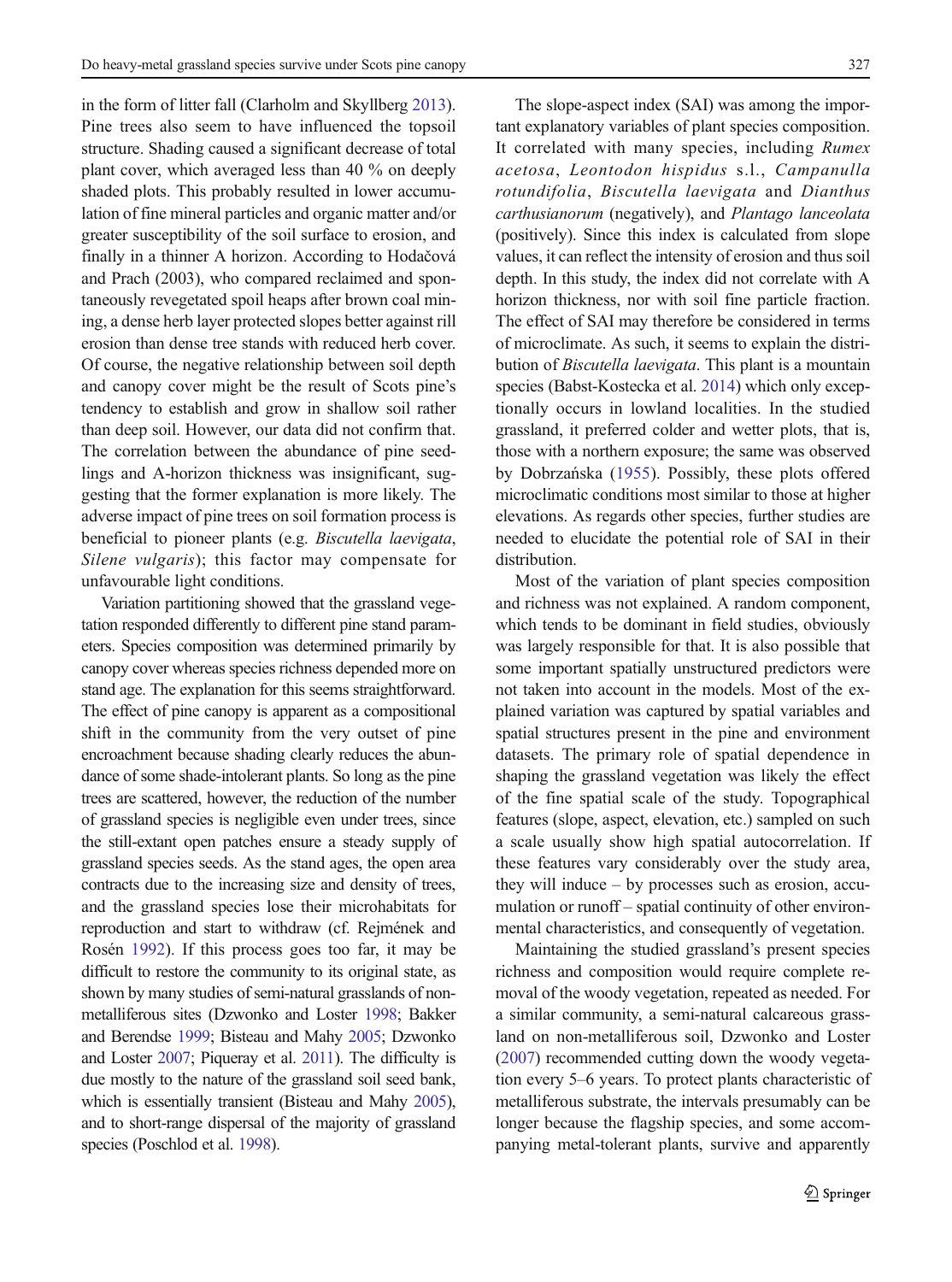in the form of litter fall (Clarholm and Skyllberg 2013). Pine trees also seem to have influenced the topsoil structure. Shading caused a significant decrease of total plant cover, which averaged less than 40 % on deeply shaded plots. This probably resulted in lower accumulation of fine mineral particles and organic matter and/or greater susceptibility of the soil surface to erosion, and finally in a thinner A horizon. According to Hodačová and Prach (2003), who compared reclaimed and spontaneously revegetated spoil heaps after brown coal mining, a dense herb layer protected slopes better against rill erosion than dense tree stands with reduced herb cover. Of course, the negative relationship between soil depth and canopy cover might be the result of Scots pine's tendency to establish and grow in shallow soil rather than deep soil. However, our data did not confirm that. The correlation between the abundance of pine seedlings and A-horizon thickness was insignificant, suggesting that the former explanation is more likely. The adverse impact of pine trees on soil formation process is beneficial to pioneer plants (e.g. *Biscutella laevigata*, *Silene vulgaris*); this factor may compensate for unfavourable light conditions.

Variation partitioning showed that the grassland vegetation responded differently to different pine stand parameters. Species composition was determined primarily by canopy cover whereas species richness depended more on stand age. The explanation for this seems straightforward. The effect of pine canopy is apparent as a compositional shift in the community from the very outset of pine encroachment because shading clearly reduces the abundance of some shade-intolerant plants. So long as the pine trees are scattered, however, the reduction of the number of grassland species is negligible even under trees, since the still-extant open patches ensure a steady supply of grassland species seeds. As the stand ages, the open area contracts due to the increasing size and density of trees, and the grassland species lose their microhabitats for reproduction and start to withdraw (cf. Rejmánek and Rosén 1992). If this process goes too far, it may be difficult to restore the community to its original state, as shown by many studies of semi-natural grasslands of non-metalliferous sites (Dzwonko and Loster 1998; Bakker and Berendse 1999; Bisteau and Mahy 2005; Dzwonko and Loster 2007; Piqueray et al. 2011). The difficulty is due mostly to the nature of the grassland soil seed bank, which is essentially transient (Bisteau and Mahy 2005), and to short-range dispersal of the majority of grassland species (Poschlod et al. 1998).

The slope-aspect index (SAI) was among the important explanatory variables of plant species composition. It correlated with many species, including *Rumex acetosa*, *Leontodon hispidus* s.l., *Campanulla rotundifolia*, *Biscutella laevigata* and *Dianthus carthusianorum* (negatively), and *Plantago lanceolata* (positively). Since this index is calculated from slope values, it can reflect the intensity of erosion and thus soil depth. In this study, the index did not correlate with A horizon thickness, nor with soil fine particle fraction. The effect of SAI may therefore be considered in terms of microclimate. As such, it seems to explain the distribution of *Biscutella laevigata*. This plant is a mountain species (Babst-Kostecka et al. 2014) which only exceptionally occurs in lowland localities. In the studied grassland, it preferred colder and wetter plots, that is, those with a northern exposure; the same was observed by Dobrzańska (1955). Possibly, these plots offered microclimatic conditions most similar to those at higher elevations. As regards other species, further studies are needed to elucidate the potential role of SAI in their distribution.

Most of the variation of plant species composition and richness was not explained. A random component, which tends to be dominant in field studies, obviously was largely responsible for that. It is also possible that some important spatially unstructured predictors were not taken into account in the models. Most of the explained variation was captured by spatial variables and spatial structures present in the pine and environment datasets. The primary role of spatial dependence in shaping the grassland vegetation was likely the effect of the fine spatial scale of the study. Topographical features (slope, aspect, elevation, etc.) sampled on such a scale usually show high spatial autocorrelation. If these features vary considerably over the study area, they will induce – by processes such as erosion, accumulation or runoff – spatial continuity of other environmental characteristics, and consequently of vegetation.

Maintaining the studied grassland's present species richness and composition would require complete removal of the woody vegetation, repeated as needed. For a similar community, a semi-natural calcareous grassland on non-metalliferous soil, Dzwonko and Loster (2007) recommended cutting down the woody vegetation every 5–6 years. To protect plants characteristic of metalliferous substrate, the intervals presumably can be longer because the flagship species, and some accompanying metal-tolerant plants, survive and apparently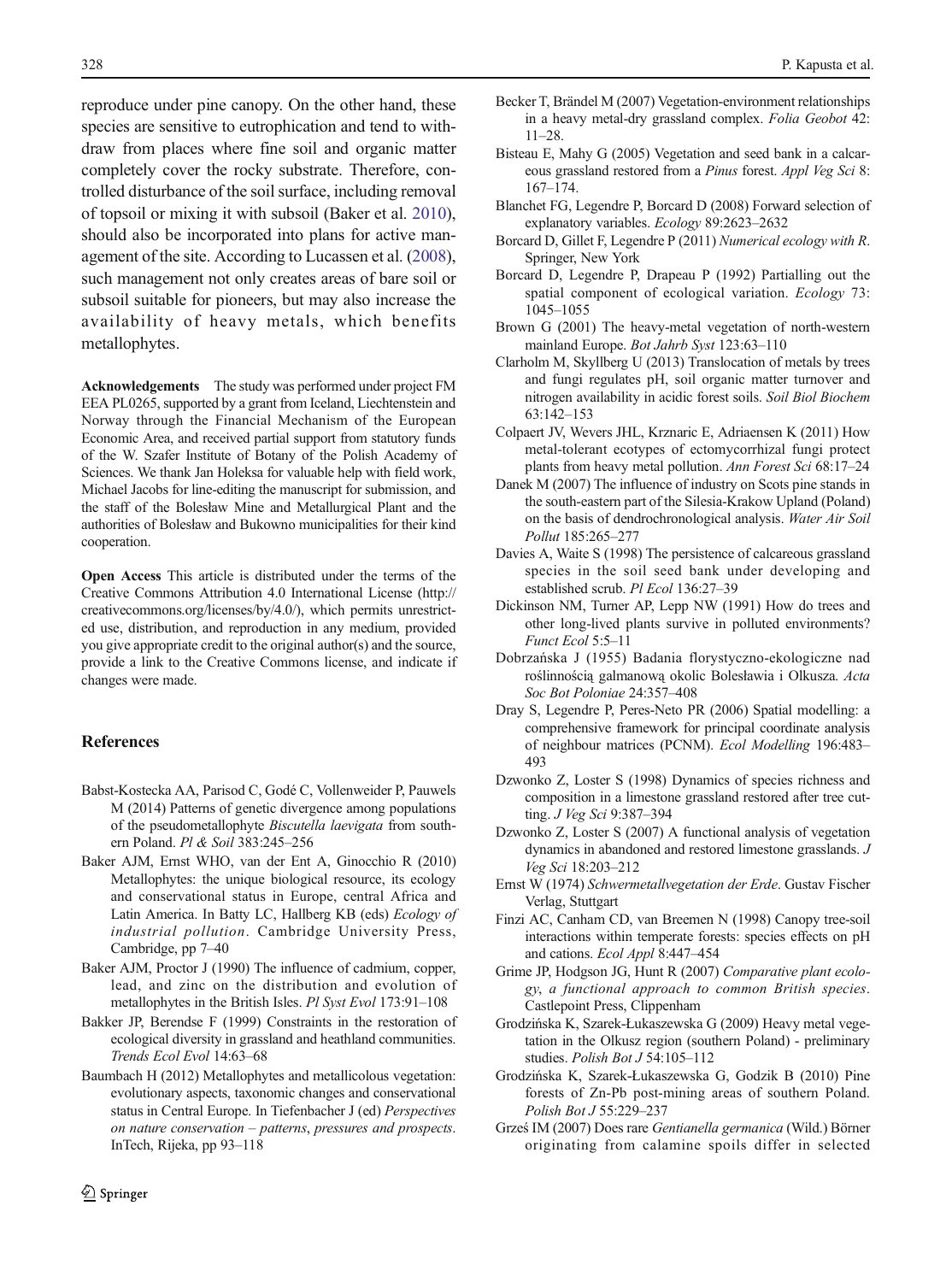reproduce under pine canopy. On the other hand, these species are sensitive to eutrophication and tend to withdraw from places where fine soil and organic matter completely cover the rocky substrate. Therefore, controlled disturbance of the soil surface, including removal of topsoil or mixing it with subsoil (Baker et al. 2010), should also be incorporated into plans for active management of the site. According to Lucassen et al. (2008), such management not only creates areas of bare soil or subsoil suitable for pioneers, but may also increase the availability of heavy metals, which benefits metallophytes.

**Acknowledgements** The study was performed under project FM EEA PL0265, supported by a grant from Iceland, Liechtenstein and Norway through the Financial Mechanism of the European Economic Area, and received partial support from statutory funds of the W. Szafer Institute of Botany of the Polish Academy of Sciences. We thank Jan Holeksa for valuable help with field work, Michael Jacobs for line-editing the manuscript for submission, and the staff of the Bolesław Mine and Metallurgical Plant and the authorities of Bolesław and Bukowno municipalities for their kind cooperation.

**Open Access** This article is distributed under the terms of the Creative Commons Attribution 4.0 International License (http://creativecommons.org/licenses/by/4.0/), which permits unrestricted use, distribution, and reproduction in any medium, provided you give appropriate credit to the original author(s) and the source, provide a link to the Creative Commons license, and indicate if changes were made.

## References

- Babst-Kostecka AA, Parisod C, Godé C, Vollenweider P, Pauwels M (2014) Patterns of genetic divergence among populations of the pseudometallophyte *Biscutella laevigata* from southern Poland. *Pl & Soil* 383:245–256
- Baker AJM, Ernst WHO, van der Ent A, Ginocchio R (2010) Metallophytes: the unique biological resource, its ecology and conservational status in Europe, central Africa and Latin America. In Batty LC, Hallberg KB (eds) *Ecology of industrial pollution*. Cambridge University Press, Cambridge, pp 7–40
- Baker AJM, Proctor J (1990) The influence of cadmium, copper, lead, and zinc on the distribution and evolution of metallophytes in the British Isles. *Pl Syst Evol* 173:91–108
- Bakker JP, Berendse F (1999) Constraints in the restoration of ecological diversity in grassland and heathland communities. *Trends Ecol Evol* 14:63–68
- Baumbach H (2012) Metallophytes and metallicolous vegetation: evolutionary aspects, taxonomic changes and conservational status in Central Europe. In Tiefenbacher J (ed) *Perspectives on nature conservation – patterns, pressures and prospects*. InTech, Rijeka, pp 93–118
- Becker T, Brändel M (2007) Vegetation-environment relationships in a heavy metal-dry grassland complex. *Folia Geobot* 42: 11–28.
- Bisteau E, Mahy G (2005) Vegetation and seed bank in a calcareous grassland restored from a *Pinus* forest. *Appl Veg Sci* 8: 167–174.
- Blanchet FG, Legendre P, Borcard D (2008) Forward selection of explanatory variables. *Ecology* 89:2623–2632
- Borcard D, Gillet F, Legendre P (2011) *Numerical ecology with R*. Springer, New York
- Borcard D, Legendre P, Drapeau P (1992) Partialling out the spatial component of ecological variation. *Ecology* 73: 1045–1055
- Brown G (2001) The heavy-metal vegetation of north-western mainland Europe. *Bot Jahrb Syst* 123:63–110
- Clarholm M, Skyllberg U (2013) Translocation of metals by trees and fungi regulates pH, soil organic matter turnover and nitrogen availability in acidic forest soils. *Soil Biol Biochem* 63:142–153
- Colpaert JV, Wevers JHL, Krznaric E, Adriaensen K (2011) How metal-tolerant ecotypes of ectomycorrhizal fungi protect plants from heavy metal pollution. *Ann Forest Sci* 68:17–24
- Danek M (2007) The influence of industry on Scots pine stands in the south-eastern part of the Silesia-Krakow Upland (Poland) on the basis of dendrochronological analysis. *Water Air Soil Pollut* 185:265–277
- Davies A, Waite S (1998) The persistence of calcareous grassland species in the soil seed bank under developing and established scrub. *Pl Ecol* 136:27–39
- Dickinson NM, Turner AP, Lepp NW (1991) How do trees and other long-lived plants survive in polluted environments? *Funct Ecol* 5:5–11
- Dobrzańska J (1955) Badania florystyczno-ekologiczne nad roślinnością galmanową okolic Bolesławia i Olkusza. *Acta Soc Bot Poloniae* 24:357–408
- Dray S, Legendre P, Peres-Neto PR (2006) Spatial modelling: a comprehensive framework for principal coordinate analysis of neighbour matrices (PCNM). *Ecol Modelling* 196:483–493
- Dzwonko Z, Loster S (1998) Dynamics of species richness and composition in a limestone grassland restored after tree cutting. *J Veg Sci* 9:387–394
- Dzwonko Z, Loster S (2007) A functional analysis of vegetation dynamics in abandoned and restored limestone grasslands. *J Veg Sci* 18:203–212
- Ernst W (1974) *Schwermetallvegetation der Erde*. Gustav Fischer Verlag, Stuttgart
- Finzi AC, Canham CD, van Breemen N (1998) Canopy tree-soil interactions within temperate forests: species effects on pH and cations. *Ecol Appl* 8:447–454
- Grime JP, Hodgson JG, Hunt R (2007) *Comparative plant ecology, a functional approach to common British species*. Castlepoint Press, Clippenham
- Grodzińska K, Szarek-Łukaszewska G (2009) Heavy metal vegetation in the Olkusz region (southern Poland) - preliminary studies. *Polish Bot J* 54:105–112
- Grodzińska K, Szarek-Łukaszewska G, Godzik B (2010) Pine forests of Zn-Pb post-mining areas of southern Poland. *Polish Bot J* 55:229–237
- Grześ IM (2007) Does rare *Gentianella germanica* (Wild.) Börner originating from calamine spoils differ in selected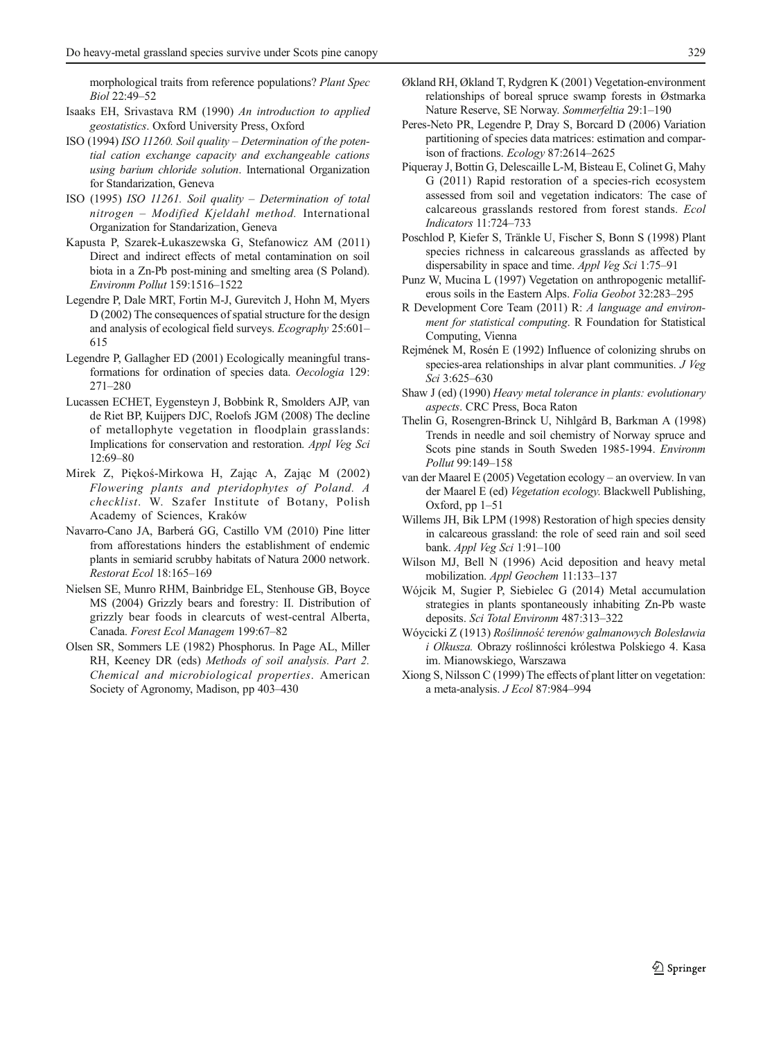morphological traits from reference populations? *Plant Spec Biol* 22:49–52

Isaaks EH, Srivastava RM (1990) *An introduction to applied geostatistics*. Oxford University Press, Oxford

ISO (1994) *ISO 11260. Soil quality – Determination of the potential cation exchange capacity and exchangeable cations using barium chloride solution*. International Organization for Standarization, Geneva

ISO (1995) *ISO 11261. Soil quality – Determination of total nitrogen – Modified Kjeldahl method.* International Organization for Standarization, Geneva

Kapusta P, Szarek-Łukaszewska G, Stefanowicz AM (2011) Direct and indirect effects of metal contamination on soil biota in a Zn-Pb post-mining and smelting area (S Poland). *Environm Pollut* 159:1516–1522

Legendre P, Dale MRT, Fortin M-J, Gurevitch J, Hohn M, Myers D (2002) The consequences of spatial structure for the design and analysis of ecological field surveys. *Ecography* 25:601–615

Legendre P, Gallagher ED (2001) Ecologically meaningful transformations for ordination of species data. *Oecologia* 129: 271–280

Lucassen ECHET, Eygensteyn J, Bobbink R, Smolders AJP, van de Riet BP, Kuijpers DJC, Roelofs JGM (2008) The decline of metallophyte vegetation in floodplain grasslands: Implications for conservation and restoration. *Appl Veg Sci* 12:69–80

Mirek Z, Piękoś-Mirkowa H, Zając A, Zając M (2002) *Flowering plants and pteridophytes of Poland. A checklist*. W. Szafer Institute of Botany, Polish Academy of Sciences, Kraków

Navarro-Cano JA, Barberá GG, Castillo VM (2010) Pine litter from afforestations hinders the establishment of endemic plants in semiarid scrubby habitats of Natura 2000 network. *Restorat Ecol* 18:165–169

Nielsen SE, Munro RHM, Bainbridge EL, Stenhouse GB, Boyce MS (2004) Grizzly bears and forestry: II. Distribution of grizzly bear foods in clearcuts of west-central Alberta, Canada. *Forest Ecol Managem* 199:67–82

Olsen SR, Sommers LE (1982) Phosphorus. In Page AL, Miller RH, Keeney DR (eds) *Methods of soil analysis. Part 2. Chemical and microbiological properties*. American Society of Agronomy, Madison, pp 403–430

Økland RH, Økland T, Rydgren K (2001) Vegetation-environment relationships of boreal spruce swamp forests in Østmarka Nature Reserve, SE Norway. *Sommerfeltia* 29:1–190

Peres-Neto PR, Legendre P, Dray S, Borcard D (2006) Variation partitioning of species data matrices: estimation and comparison of fractions. *Ecology* 87:2614–2625

Piqueray J, Bottin G, Delescaille L-M, Bisteau E, Colinet G, Mahy G (2011) Rapid restoration of a species-rich ecosystem assessed from soil and vegetation indicators: The case of calcareous grasslands restored from forest stands. *Ecol Indicators* 11:724–733

Poschlod P, Kiefer S, Tränkle U, Fischer S, Bonn S (1998) Plant species richness in calcareous grasslands as affected by dispersability in space and time. *Appl Veg Sci* 1:75–91

Punz W, Mucina L (1997) Vegetation on anthropogenic metalliferous soils in the Eastern Alps. *Folia Geobot* 32:283–295

R Development Core Team (2011) R: *A language and environment for statistical computing*. R Foundation for Statistical Computing, Vienna

Rejmének M, Rosén E (1992) Influence of colonizing shrubs on species-area relationships in alvar plant communities. *J Veg Sci* 3:625–630

Shaw J (ed) (1990) *Heavy metal tolerance in plants: evolutionary aspects*. CRC Press, Boca Raton

Thelin G, Rosengren-Brinck U, Nihlgård B, Barkman A (1998) Trends in needle and soil chemistry of Norway spruce and Scots pine stands in South Sweden 1985-1994. *Environm Pollut* 99:149–158

van der Maarel E (2005) Vegetation ecology – an overview. In van der Maarel E (ed) *Vegetation ecology*. Blackwell Publishing, Oxford, pp 1–51

Willems JH, Bik LPM (1998) Restoration of high species density in calcareous grassland: the role of seed rain and soil seed bank. *Appl Veg Sci* 1:91–100

Wilson MJ, Bell N (1996) Acid deposition and heavy metal mobilization. *Appl Geochem* 11:133–137

Wójcik M, Sugier P, Siebielec G (2014) Metal accumulation strategies in plants spontaneously inhabiting Zn-Pb waste deposits. *Sci Total Environm* 487:313–322

Wóycicki Z (1913) *Roślinność terenów galmanowych Bolesławia i Olkusza.* Obrazy roślinności królestwa Polskiego 4. Kasa im. Mianowskiego, Warszawa

Xiong S, Nilsson C (1999) The effects of plant litter on vegetation: a meta-analysis. *J Ecol* 87:984–994